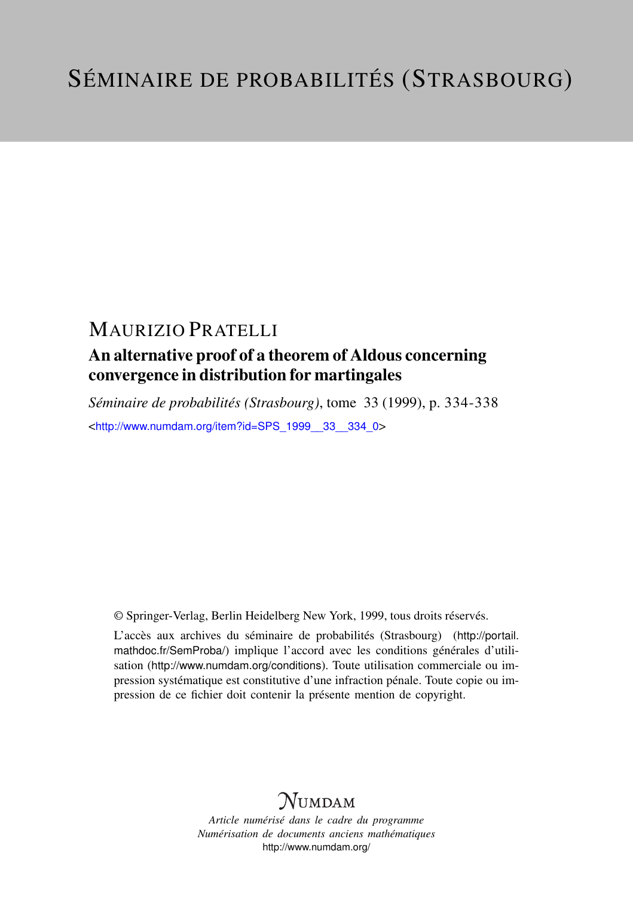# SÉMINAIRE DE PROBABILITÉS (STRASBOURG)

## MAURIZIO PRATELLI

### An alternative proof of a theorem of Aldous concerning convergence in distribution for martingales

*Séminaire de probabilités (Strasbourg)*, tome 33 (1999), p. 334-338

<http://www.numdam.org/item?id=SPS_1999__33__334_0>

© Springer-Verlag, Berlin Heidelberg New York, 1999, tous droits réservés.

L'accès aux archives du séminaire de probabilités (Strasbourg) (http://portail.mathdoc.fr/SemProba/) implique l'accord avec les conditions générales d'utilisation (http://www.numdam.org/conditions). Toute utilisation commerciale ou impression systématique est constitutive d'une infraction pénale. Toute copie ou impression de ce fichier doit contenir la présente mention de copyright.

NUMDAM

*Article numérisé dans le cadre du programme*
*Numérisation de documents anciens mathématiques*
http://www.numdam.org/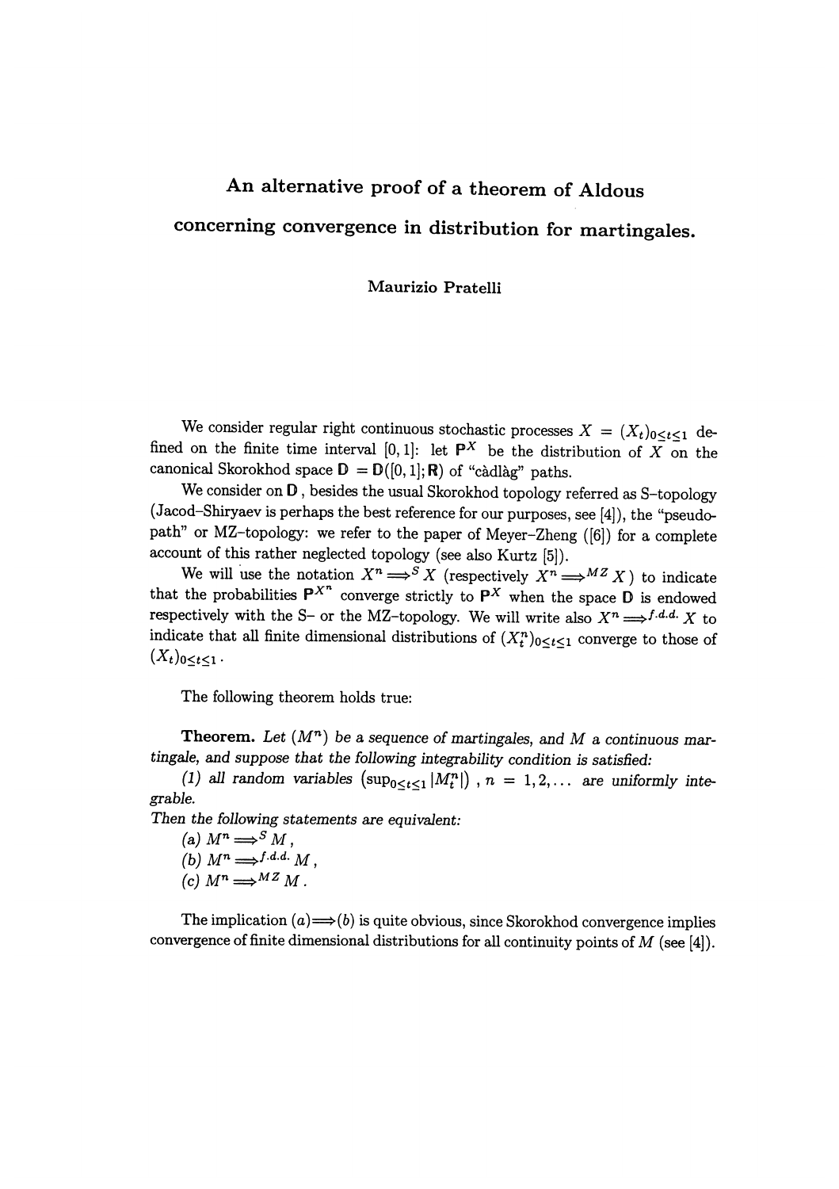# An alternative proof of a theorem of Aldous concerning convergence in distribution for martingales.

Maurizio Pratelli

We consider regular right continuous stochastic processes $X = (X_t)_{0 \le t \le 1}$ defined on the finite time interval $[0,1]$: let $\mathbf{P}^X$ be the distribution of $X$ on the canonical Skorokhod space $\mathbb{D} = \mathbb{D}([0,1]; \mathbf{R})$ of "càdlàg" paths.

We consider on $\mathbb{D}$, besides the usual Skorokhod topology referred as S–topology (Jacod–Shiryaev is perhaps the best reference for our purposes, see [4]), the "pseudo-path" or MZ–topology: we refer to the paper of Meyer–Zheng ([6]) for a complete account of this rather neglected topology (see also Kurtz [5]).

We will use the notation $X^n \Longrightarrow^S X$ (respectively $X^n \Longrightarrow^{MZ} X$) to indicate that the probabilities $\mathbf{P}^{X^n}$ converge strictly to $\mathbf{P}^X$ when the space $\mathbb{D}$ is endowed respectively with the S– or the MZ–topology. We will write also $X^n \Longrightarrow^{f.d.d.} X$ to indicate that all finite dimensional distributions of $(X_t^n)_{0 \le t \le 1}$ converge to those of $(X_t)_{0 \le t \le 1}$.

The following theorem holds true:

**Theorem.** *Let $(M^n)$ be a sequence of martingales, and $M$ a continuous martingale, and suppose that the following integrability condition is satisfied:*

*(1) all random variables $\left(\sup_{0 \le t \le 1} |M_t^n|\right)$, $n = 1, 2, \ldots$ are uniformly integrable.*

*Then the following statements are equivalent:*

*(a) $M^n \Longrightarrow^S M$,*

*(b) $M^n \Longrightarrow^{f.d.d.} M$,*

*(c) $M^n \Longrightarrow^{MZ} M$.*

The implication $(a) \Longrightarrow (b)$ is quite obvious, since Skorokhod convergence implies convergence of finite dimensional distributions for all continuity points of $M$ (see [4]).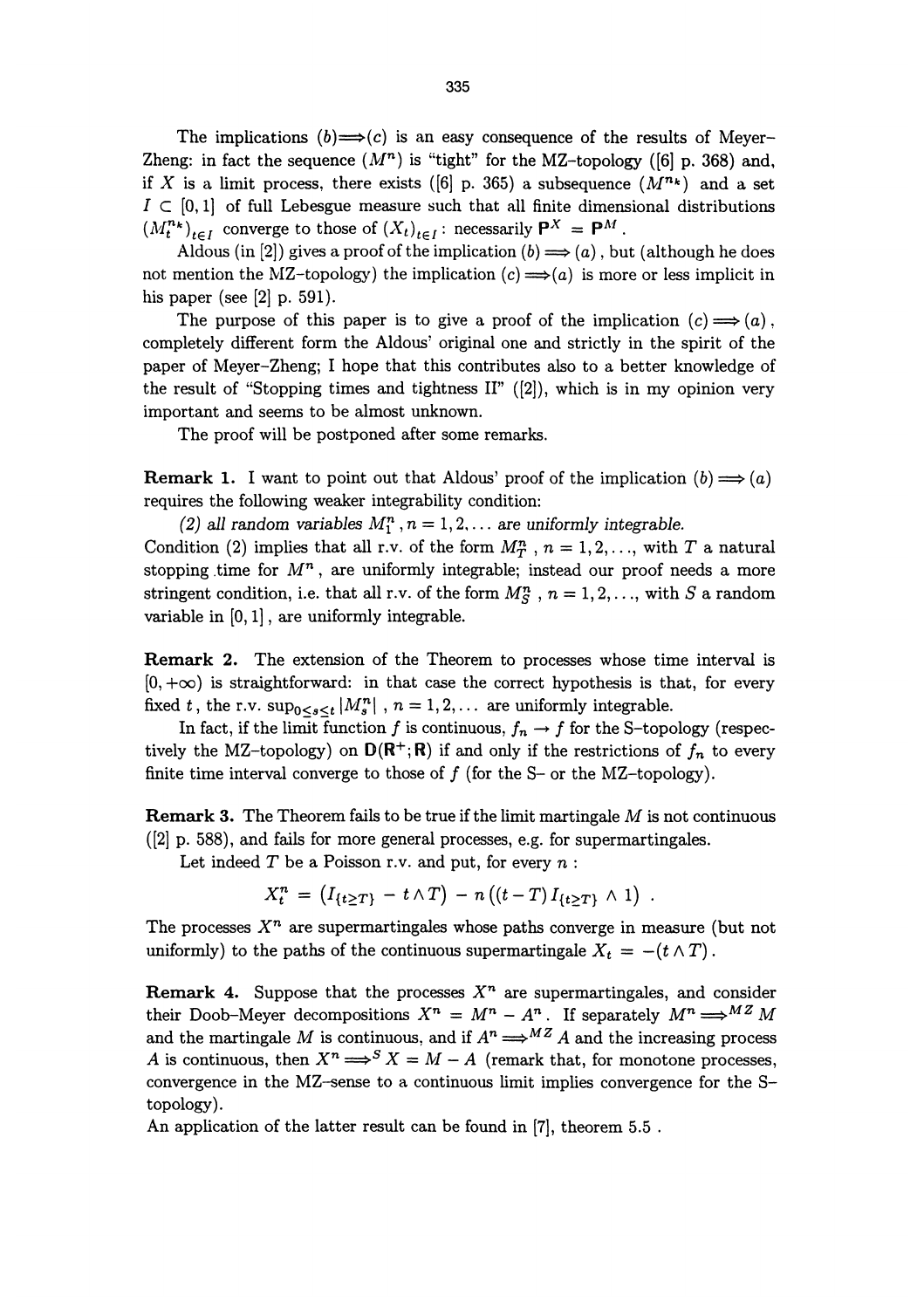The implications $(b) \Longrightarrow (c)$ is an easy consequence of the results of Meyer–Zheng: in fact the sequence $(M^n)$ is "tight" for the MZ-topology ([6] p. 368) and, if $X$ is a limit process, there exists ([6] p. 365) a subsequence $(M^{n_k})$ and a set $I \subset [0,1]$ of full Lebesgue measure such that all finite dimensional distributions $(M_t^{n_k})_{t \in I}$ converge to those of $(X_t)_{t \in I}$: necessarily $\mathbf{P}^X = \mathbf{P}^M$.

Aldous (in [2]) gives a proof of the implication $(b) \Longrightarrow (a)$, but (although he does not mention the MZ-topology) the implication $(c) \Longrightarrow (a)$ is more or less implicit in his paper (see [2] p. 591).

The purpose of this paper is to give a proof of the implication $(c) \Longrightarrow (a)$, completely different form the Aldous' original one and strictly in the spirit of the paper of Meyer–Zheng; I hope that this contributes also to a better knowledge of the result of "Stopping times and tightness II" ([2]), which is in my opinion very important and seems to be almost unknown.

The proof will be postponed after some remarks.

**Remark 1.** I want to point out that Aldous' proof of the implication $(b) \Longrightarrow (a)$ requires the following weaker integrability condition:

*(2) all random variables $M_1^n$, $n = 1, 2, \ldots$ are uniformly integrable.*

Condition (2) implies that all r.v. of the form $M_T^n$, $n = 1, 2, \ldots$, with $T$ a natural stopping time for $M^n$, are uniformly integrable; instead our proof needs a more stringent condition, i.e. that all r.v. of the form $M_S^n$, $n = 1, 2, \ldots$, with $S$ a random variable in $[0,1]$, are uniformly integrable.

**Remark 2.** The extension of the Theorem to processes whose time interval is $[0, +\infty)$ is straightforward: in that case the correct hypothesis is that, for every fixed $t$, the r.v. $\sup_{0 \leq s \leq t} |M_s^n|$, $n = 1, 2, \ldots$ are uniformly integrable.

In fact, if the limit function $f$ is continuous, $f_n \to f$ for the S-topology (respectively the MZ-topology) on $\mathbf{D}(\mathbf{R}^+; \mathbf{R})$ if and only if the restrictions of $f_n$ to every finite time interval converge to those of $f$ (for the S- or the MZ-topology).

**Remark 3.** The Theorem fails to be true if the limit martingale $M$ is not continuous ([2] p. 588), and fails for more general processes, e.g. for supermartingales.

Let indeed $T$ be a Poisson r.v. and put, for every $n$:

$$X_t^n = \left( I_{\{t \geq T\}} - t \wedge T \right) - n \left( (t - T) I_{\{t \geq T\}} \wedge 1 \right) .$$

The processes $X^n$ are supermartingales whose paths converge in measure (but not uniformly) to the paths of the continuous supermartingale $X_t = -(t \wedge T)$.

**Remark 4.** Suppose that the processes $X^n$ are supermartingales, and consider their Doob-Meyer decompositions $X^n = M^n - A^n$. If separately $M^n \Longrightarrow^{MZ} M$ and the martingale $M$ is continuous, and if $A^n \Longrightarrow^{MZ} A$ and the increasing process $A$ is continuous, then $X^n \Longrightarrow^{S} X = M - A$ (remark that, for monotone processes, convergence in the MZ-sense to a continuous limit implies convergence for the S-topology).

An application of the latter result can be found in [7], theorem 5.5 .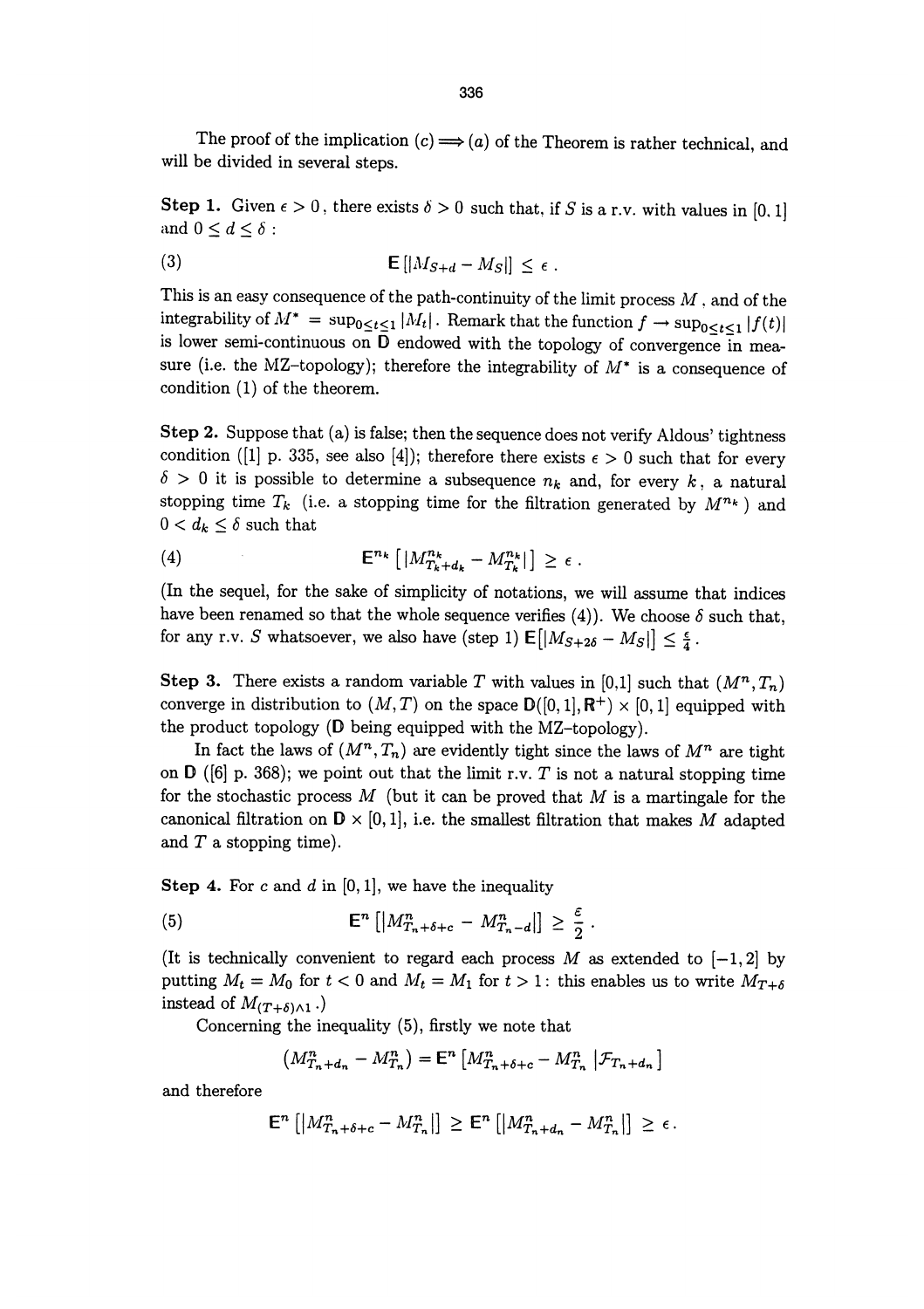The proof of the implication $(c) \Longrightarrow (a)$ of the Theorem is rather technical, and will be divided in several steps.

**Step 1.** Given $\epsilon > 0$, there exists $\delta > 0$ such that, if $S$ is a r.v. with values in $[0, 1]$ and $0 \leq d \leq \delta$ :

$$\mathbf{E}\left[|M_{S+d} - M_S|\right] \leq \epsilon . \tag{3}$$

This is an easy consequence of the path-continuity of the limit process $M$, and of the integrability of $M^* = \sup_{0 \leq t \leq 1} |M_t|$. Remark that the function $f \to \sup_{0 \leq t \leq 1} |f(t)|$ is lower semi-continuous on $\mathbf{D}$ endowed with the topology of convergence in measure (i.e. the MZ–topology); therefore the integrability of $M^*$ is a consequence of condition (1) of the theorem.

**Step 2.** Suppose that (a) is false; then the sequence does not verify Aldous' tightness condition ([1] p. 335, see also [4]); therefore there exists $\epsilon > 0$ such that for every $\delta > 0$ it is possible to determine a subsequence $n_k$ and, for every $k$, a natural stopping time $T_k$ (i.e. a stopping time for the filtration generated by $M^{n_k}$) and $0 < d_k \leq \delta$ such that

$$\mathbf{E}^{n_k}\left[|M^{n_k}_{T_k+d_k} - M^{n_k}_{T_k}|\right] \geq \epsilon . \tag{4}$$

(In the sequel, for the sake of simplicity of notations, we will assume that indices have been renamed so that the whole sequence verifies (4)). We choose $\delta$ such that, for any r.v. $S$ whatsoever, we also have (step 1) $\mathbf{E}\left[|M_{S+2\delta} - M_S|\right] \leq \frac{\epsilon}{4}$.

**Step 3.** There exists a random variable $T$ with values in [0,1] such that $(M^n, T_n)$ converge in distribution to $(M, T)$ on the space $\mathbf{D}([0, 1], \mathbf{R}^+) \times [0, 1]$ equipped with the product topology ($\mathbf{D}$ being equipped with the MZ–topology).

In fact the laws of $(M^n, T_n)$ are evidently tight since the laws of $M^n$ are tight on $\mathbf{D}$ ([6] p. 368); we point out that the limit r.v. $T$ is not a natural stopping time for the stochastic process $M$ (but it can be proved that $M$ is a martingale for the canonical filtration on $\mathbf{D} \times [0, 1]$, i.e. the smallest filtration that makes $M$ adapted and $T$ a stopping time).

**Step 4.** For $c$ and $d$ in $[0, 1]$, we have the inequality

$$\mathbf{E}^n\left[|M^n_{T_n+\delta+c} - M^n_{T_n-d}|\right] \geq \frac{\varepsilon}{2} . \tag{5}$$

(It is technically convenient to regard each process $M$ as extended to $[-1, 2]$ by putting $M_t = M_0$ for $t < 0$ and $M_t = M_1$ for $t > 1$: this enables us to write $M_{T+\delta}$ instead of $M_{(T+\delta)\wedge 1}$.)

Concerning the inequality (5), firstly we note that

$$\left(M^n_{T_n+d_n} - M^n_{T_n}\right) = \mathbf{E}^n\left[M^n_{T_n+\delta+c} - M^n_{T_n} \,|\mathcal{F}_{T_n+d_n}\right]$$

and therefore

$$\mathbf{E}^n\left[|M^n_{T_n+\delta+c} - M^n_{T_n}|\right] \geq \mathbf{E}^n\left[|M^n_{T_n+d_n} - M^n_{T_n}|\right] \geq \epsilon .$$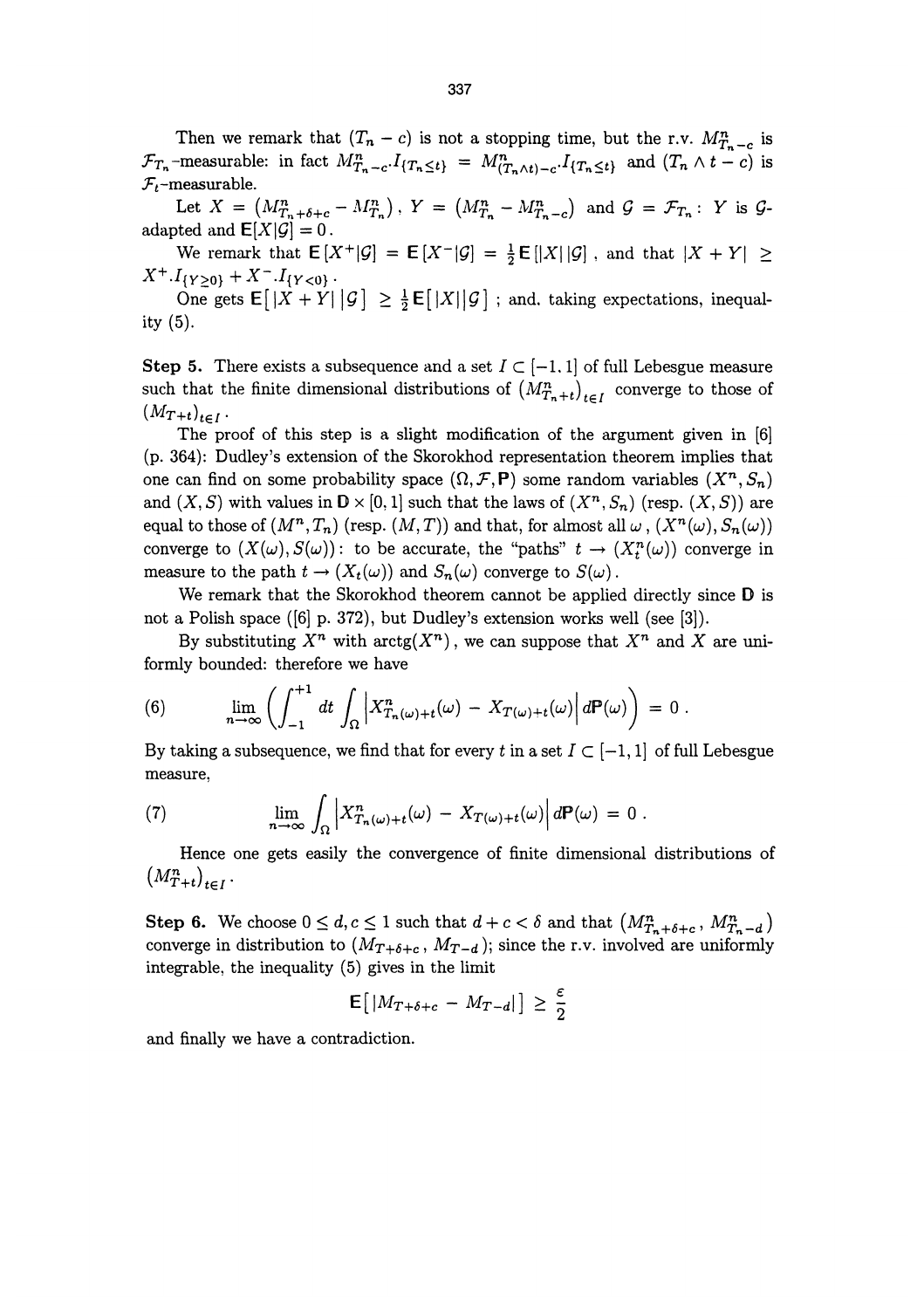Then we remark that $(T_n - c)$ is not a stopping time, but the r.v. $M^n_{T_n-c}$ is $\mathcal{F}_{T_n}$-measurable: in fact $M^n_{T_n-c}.I_{\{T_n \le t\}} = M^n_{(T_n \wedge t)-c}.I_{\{T_n \le t\}}$ and $(T_n \wedge t - c)$ is $\mathcal{F}_t$-measurable.

Let $X = \left(M^n_{T_n+\delta+c} - M^n_{T_n}\right)$, $Y = \left(M^n_{T_n} - M^n_{T_n-c}\right)$ and $\mathcal{G} = \mathcal{F}_{T_n}$: $Y$ is $\mathcal{G}$-adapted and $\mathbf{E}[X|\mathcal{G}] = 0$.

We remark that $\mathbf{E}\left[X^+|\mathcal{G}\right] = \mathbf{E}\left[X^-|\mathcal{G}\right] = \frac{1}{2}\mathbf{E}\left[|X|\,|\mathcal{G}\right]$, and that $|X+Y| \ge X^+.I_{\{Y \ge 0\}} + X^-.I_{\{Y<0\}}$.

One gets $\mathbf{E}\big[\,|X+Y|\,|\mathcal{G}\big] \ge \frac{1}{2}\mathbf{E}\big[\,|X|\,|\mathcal{G}\big]$ ; and, taking expectations, inequality (5).

**Step 5.** There exists a subsequence and a set $I \subset [-1, 1]$ of full Lebesgue measure such that the finite dimensional distributions of $\left(M^n_{T_n+t}\right)_{t\in I}$ converge to those of $\left(M_{T+t}\right)_{t\in I}$.

The proof of this step is a slight modification of the argument given in [6] (p. 364): Dudley's extension of the Skorokhod representation theorem implies that one can find on some probability space $(\Omega, \mathcal{F}, \mathbf{P})$ some random variables $(X^n, S_n)$ and $(X, S)$ with values in $\mathbb{D} \times [0,1]$ such that the laws of $(X^n, S_n)$ (resp. $(X,S)$) are equal to those of $(M^n, T_n)$ (resp. $(M,T)$) and that, for almost all $\omega$, $(X^n(\omega), S_n(\omega))$ converge to $(X(\omega), S(\omega))$: to be accurate, the "paths" $t \to (X^n_t(\omega))$ converge in measure to the path $t \to (X_t(\omega))$ and $S_n(\omega)$ converge to $S(\omega)$.

We remark that the Skorokhod theorem cannot be applied directly since $\mathbb{D}$ is not a Polish space ([6] p. 372), but Dudley's extension works well (see [3]).

By substituting $X^n$ with $\operatorname{arctg}(X^n)$, we can suppose that $X^n$ and $X$ are uniformly bounded: therefore we have

$$
(6) \qquad \lim_{n\to\infty} \left( \int_{-1}^{+1} dt \int_\Omega \left| X^n_{T_n(\omega)+t}(\omega) - X_{T(\omega)+t}(\omega) \right| d\mathbf{P}(\omega) \right) = 0 .
$$

By taking a subsequence, we find that for every $t$ in a set $I \subset [-1, 1]$ of full Lebesgue measure,

$$
(7) \qquad \lim_{n\to\infty} \int_\Omega \left| X^n_{T_n(\omega)+t}(\omega) - X_{T(\omega)+t}(\omega) \right| d\mathbf{P}(\omega) = 0 .
$$

Hence one gets easily the convergence of finite dimensional distributions of $\left(M^n_{T+t}\right)_{t\in I}$.

**Step 6.** We choose $0 \le d, c \le 1$ such that $d + c < \delta$ and that $\left(M^n_{T_n+\delta+c}\,,\, M^n_{T_n-d}\right)$ converge in distribution to $\left(M_{T+\delta+c}\,,\, M_{T-d}\right)$; since the r.v. involved are uniformly integrable, the inequality (5) gives in the limit

$$
\mathbf{E}\big[\,|M_{T+\delta+c} - M_{T-d}|\,\big] \ge \frac{\varepsilon}{2}
$$

and finally we have a contradiction.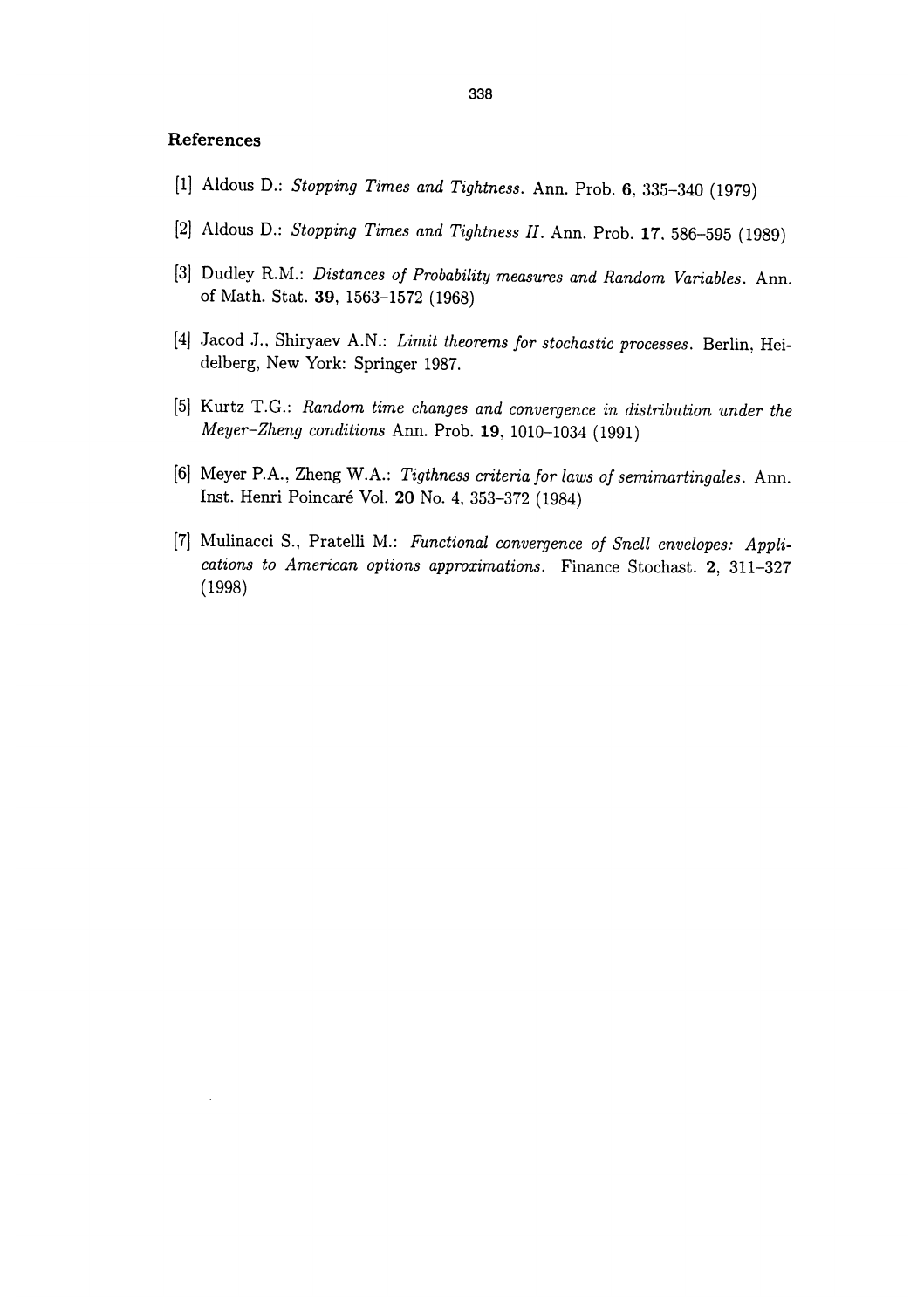## References

[1] Aldous D.: *Stopping Times and Tightness.* Ann. Prob. **6**, 335–340 (1979)

[2] Aldous D.: *Stopping Times and Tightness II.* Ann. Prob. **17**, 586–595 (1989)

[3] Dudley R.M.: *Distances of Probability measures and Random Variables.* Ann. of Math. Stat. **39**, 1563–1572 (1968)

[4] Jacod J., Shiryaev A.N.: *Limit theorems for stochastic processes.* Berlin, Heidelberg, New York: Springer 1987.

[5] Kurtz T.G.: *Random time changes and convergence in distribution under the Meyer–Zheng conditions* Ann. Prob. **19**, 1010–1034 (1991)

[6] Meyer P.A., Zheng W.A.: *Tigthness criteria for laws of semimartingales.* Ann. Inst. Henri Poincaré Vol. **20** No. 4, 353–372 (1984)

[7] Mulinacci S., Pratelli M.: *Functional convergence of Snell envelopes: Applications to American options approximations.* Finance Stochast. **2**, 311–327 (1998)